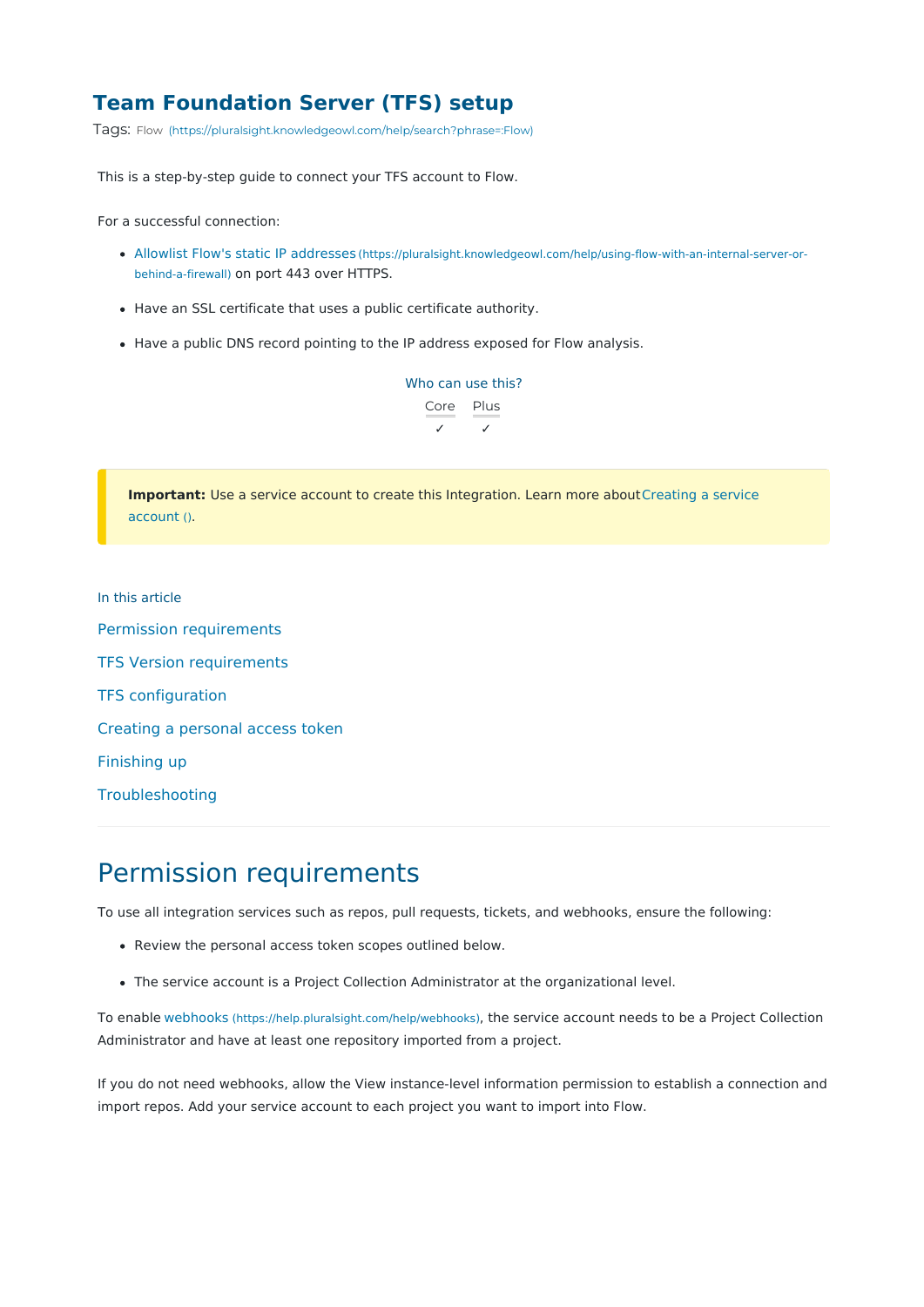# Team Foundation Server (TFS) setup

Tags: Flow (https://pluralsight.knowledgeowl.com/help/search?phrase=:Flow)

This is a step-by-step guide to connect your TFS account to Flow.

For a successful connection:

- Allowlist Flow's static IP addresses (https://pluralsight.knowledgeowl.com/help/using-flow-with-an-internal-server-or-behind-a-firewall) on port 443 over HTTPS.
- Have an SSL certificate that uses a public certificate authority.
- Have a public DNS record pointing to the IP address exposed for Flow analysis.

Who can use this?

| Core | Plus |
|---|---|
| ✓ | ✓ |

> **Important:** Use a service account to create this Integration. Learn more about Creating a service account ().

In this article

- Permission requirements
- TFS Version requirements
- TFS configuration
- Creating a personal access token
- Finishing up
- Troubleshooting

## Permission requirements

To use all integration services such as repos, pull requests, tickets, and webhooks, ensure the following:

- Review the personal access token scopes outlined below.
- The service account is a Project Collection Administrator at the organizational level.

To enable webhooks (https://help.pluralsight.com/help/webhooks), the service account needs to be a Project Collection Administrator and have at least one repository imported from a project.

If you do not need webhooks, allow the View instance-level information permission to establish a connection and import repos. Add your service account to each project you want to import into Flow.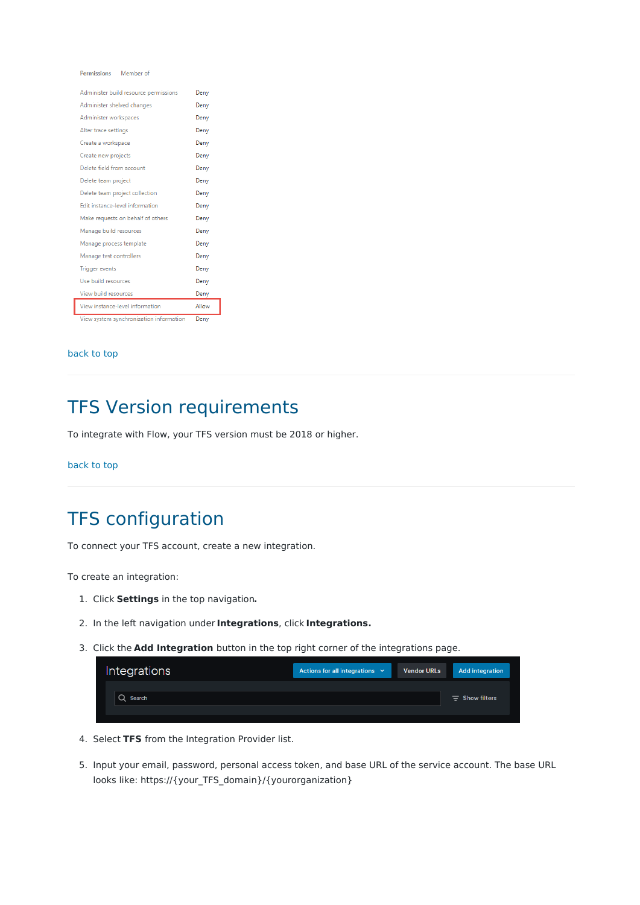| Permissions | Member of |
| --- | --- |
| Administer build resource permissions | Deny |
| Administer shelved changes | Deny |
| Administer workspaces | Deny |
| Alter trace settings | Deny |
| Create a workspace | Deny |
| Create new projects | Deny |
| Delete field from account | Deny |
| Delete team project | Deny |
| Delete team project collection | Deny |
| Edit instance-level information | Deny |
| Make requests on behalf of others | Deny |
| Manage build resources | Deny |
| Manage process template | Deny |
| Manage test controllers | Deny |
| Trigger events | Deny |
| Use build resources | Deny |
| View build resources | Deny |
| View instance-level information | Allow |
| View system synchronization information | Deny |

back to top

# TFS Version requirements

To integrate with Flow, your TFS version must be 2018 or higher.

back to top

# TFS configuration

To connect your TFS account, create a new integration.

To create an integration:

1. Click **Settings** in the top navigation**.**
2. In the left navigation under **Integrations**, click **Integrations.**
3. Click the **Add Integration** button in the top right corner of the integrations page.

   Integrations | Actions for all integrations | Vendor URLs | Add integration | Search | Show filters

4. Select **TFS** from the Integration Provider list.
5. Input your email, password, personal access token, and base URL of the service account. The base URL looks like: https://{your_TFS_domain}/{yourorganization}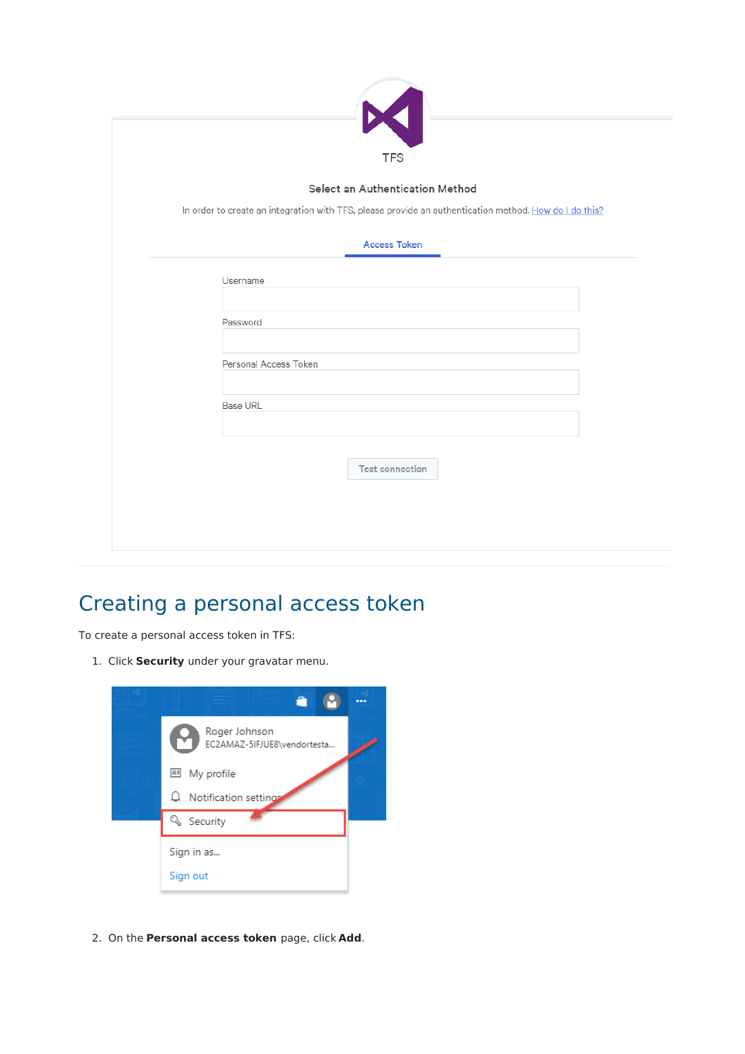# Creating a personal access token

To create a personal access token in TFS:

1. Click **Security** under your gravatar menu.

2. On the **Personal access token** page, click **Add**.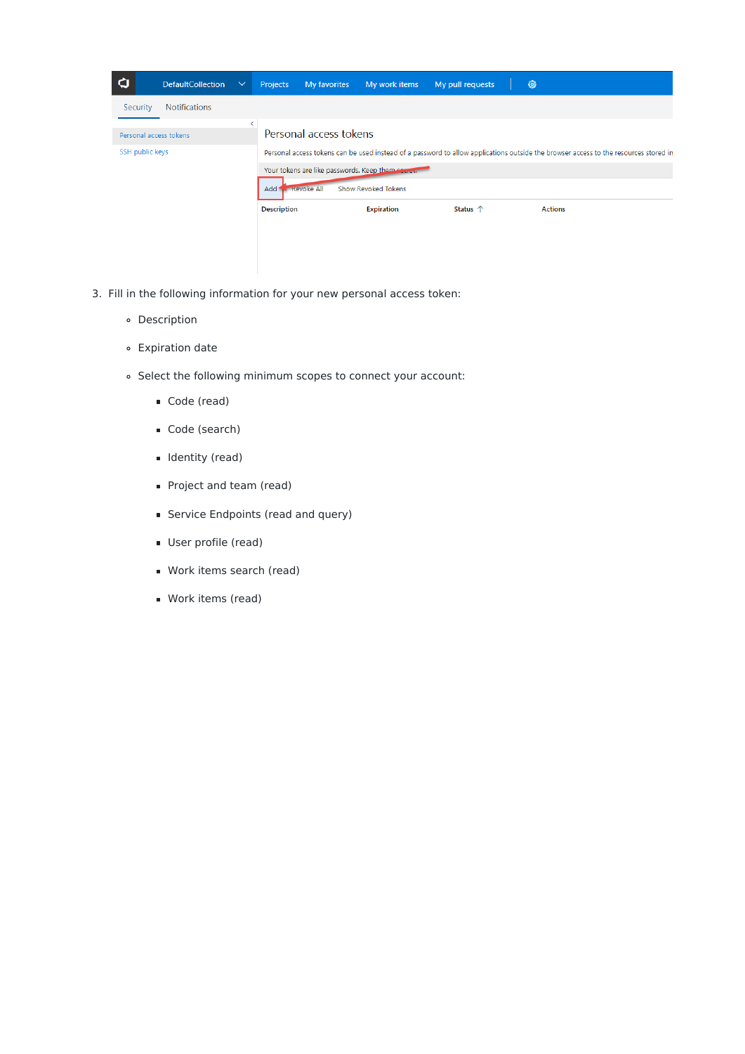3. Fill in the following information for your new personal access token:
    - Description
    - Expiration date
    - Select the following minimum scopes to connect your account:
        - Code (read)
        - Code (search)
        - Identity (read)
        - Project and team (read)
        - Service Endpoints (read and query)
        - User profile (read)
        - Work items search (read)
        - Work items (read)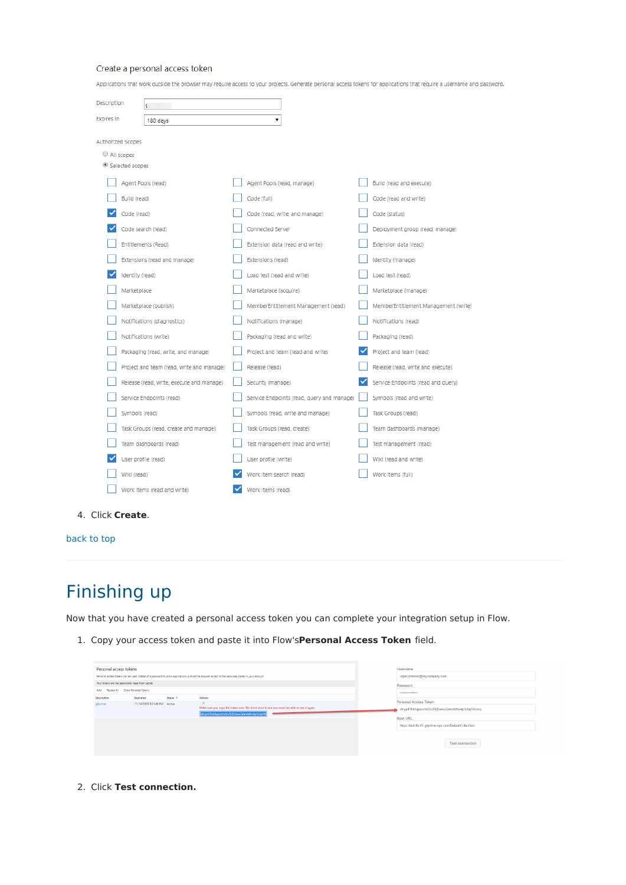Create a personal access token

Applications that work outside the browser may require access to your projects. Generate personal access tokens for applications that require a username and password.

Description

Expires In: 180 days

Authorized Scopes

- All scopes
- Selected scopes

| | | |
|---|---|---|
| ☐ Agent Pools (read) | ☐ Agent Pools (read, manage) | ☐ Build (read and execute) |
| ☐ Build (read) | ☐ Code (full) | ☐ Code (read and write) |
| ☑ Code (read) | ☐ Code (read, write, and manage) | ☐ Code (status) |
| ☑ Code search (read) | ☐ Connected Server | ☐ Deployment group (read, manage) |
| ☐ Entitlements (Read) | ☐ Extension data (read and write) | ☐ Extension data (read) |
| ☐ Extensions (read and manage) | ☐ Extensions (read) | ☐ Identity (manage) |
| ☑ Identity (read) | ☐ Load test (read and write) | ☐ Load test (read) |
| ☐ Marketplace | ☐ Marketplace (acquire) | ☐ Marketplace (manage) |
| ☐ Marketplace (publish) | ☐ MemberEntitlement Management (read) | ☐ MemberEntitlement Management (write) |
| ☐ Notifications (diagnostics) | ☐ Notifications (manage) | ☐ Notifications (read) |
| ☐ Notifications (write) | ☐ Packaging (read and write) | ☐ Packaging (read) |
| ☐ Packaging (read, write, and manage) | ☐ Project and team (read and write) | ☑ Project and team (read) |
| ☐ Project and team (read, write and manage) | ☐ Release (read) | ☐ Release (read, write and execute) |
| ☐ Release (read, write, execute and manage) | ☐ Security (manage) | ☑ Service Endpoints (read and query) |
| ☐ Service Endpoints (read) | ☐ Service Endpoints (read, query and manage) | ☐ Symbols (read and write) |
| ☐ Symbols (read) | ☐ Symbols (read, write and manage) | ☐ Task Groups (read) |
| ☐ Task Groups (read, create and manage) | ☐ Task Groups (read, create) | ☐ Team dashboards (manage) |
| ☐ Team dashboards (read) | ☐ Test management (read and write) | ☐ Test management (read) |
| ☑ User profile (read) | ☐ User profile (write) | ☐ Wiki (read and write) |
| ☐ Wiki (read) | ☑ Work item search (read) | ☐ Work items (full) |
| ☐ Work items (read and write) | ☑ Work items (read) | |

4. Click **Create**.

back to top

# Finishing up

Now that you have created a personal access token you can complete your integration setup in Flow.

1. Copy your access token and paste it into Flow's **Personal Access Token** field.

2. Click **Test connection.**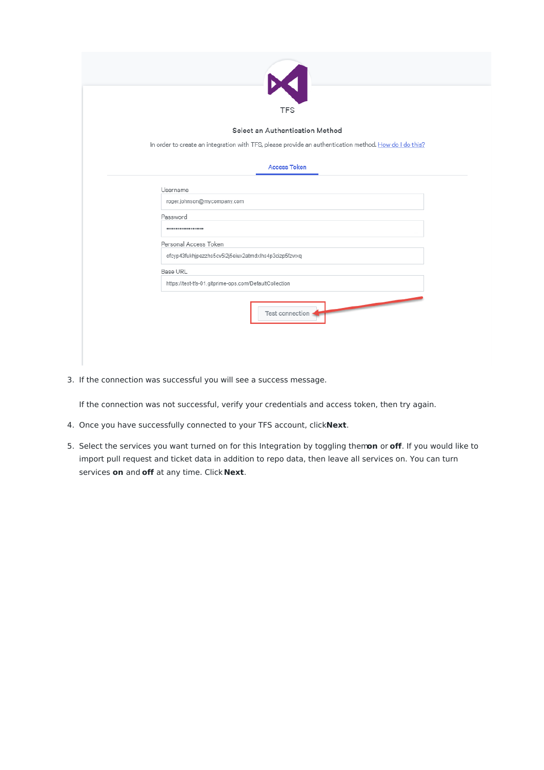3. If the connection was successful you will see a success message.

   If the connection was not successful, verify your credentials and access token, then try again.

4. Once you have successfully connected to your TFS account, click **Next**.

5. Select the services you want turned on for this Integration by toggling them **on** or **off**. If you would like to import pull request and ticket data in addition to repo data, then leave all services on. You can turn services **on** and **off** at any time. Click **Next**.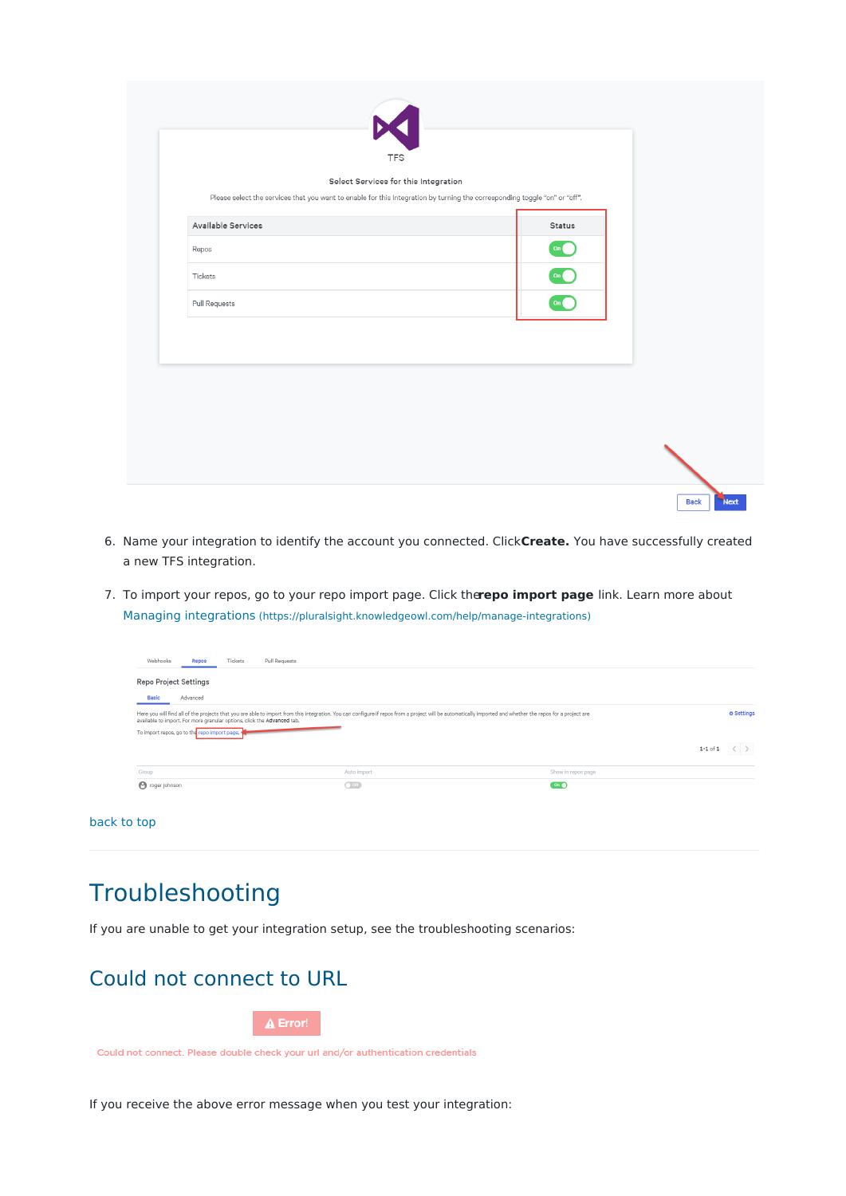6. Name your integration to identify the account you connected. Click **Create.** You have successfully created a new TFS integration.

7. To import your repos, go to your repo import page. Click the **repo import page** link. Learn more about [Managing integrations](https://pluralsight.knowledgeowl.com/help/manage-integrations) (https://pluralsight.knowledgeowl.com/help/manage-integrations)

back to top

# Troubleshooting

If you are unable to get your integration setup, see the troubleshooting scenarios:

## Could not connect to URL

If you receive the above error message when you test your integration: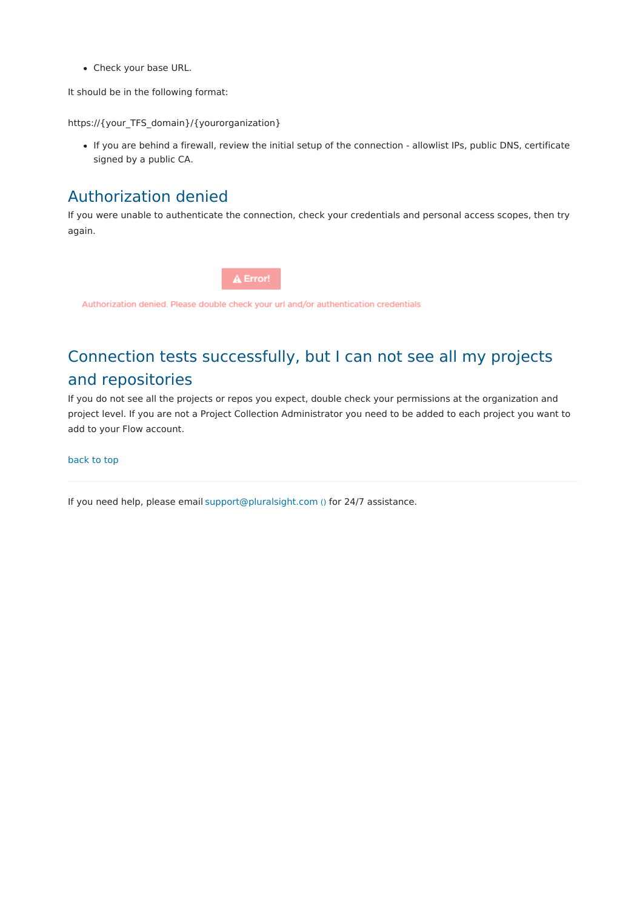- Check your base URL.

It should be in the following format:

https://{your_TFS_domain}/{yourorganization}

- If you are behind a firewall, review the initial setup of the connection - allowlist IPs, public DNS, certificate signed by a public CA.

## Authorization denied

If you were unable to authenticate the connection, check your credentials and personal access scopes, then try again.

⚠ Error!

Authorization denied. Please double check your url and/or authentication credentials

## Connection tests successfully, but I can not see all my projects and repositories

If you do not see all the projects or repos you expect, double check your permissions at the organization and project level. If you are not a Project Collection Administrator you need to be added to each project you want to add to your Flow account.

back to top

---

If you need help, please email support@pluralsight.com () for 24/7 assistance.